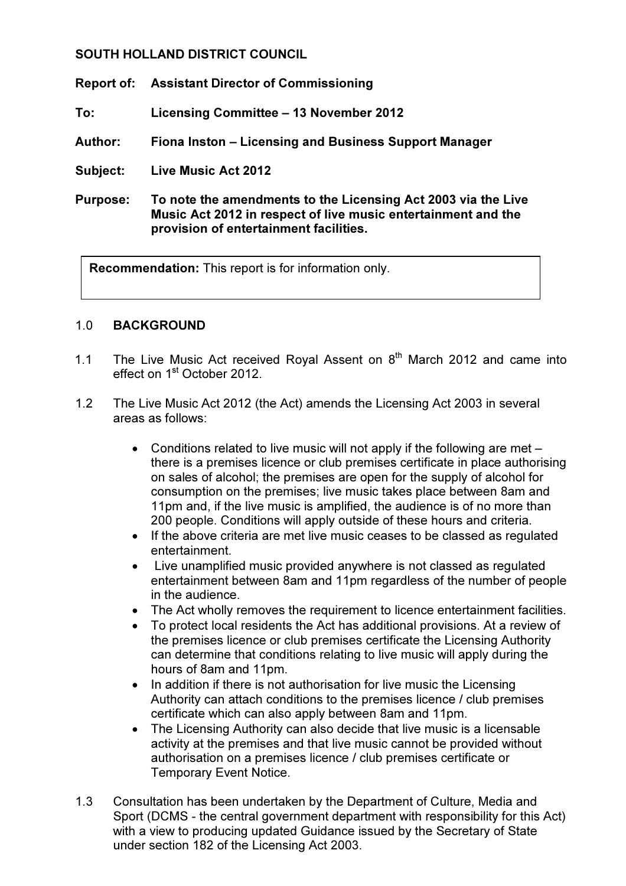**SOUTH HOLLAND DISTRICT COUNCIL**

**Report of:** **Assistant Director of Commissioning**

**To:** **Licensing Committee – 13 November 2012**

**Author:** **Fiona Inston – Licensing and Business Support Manager**

**Subject:** **Live Music Act 2012**

**Purpose:** **To note the amendments to the Licensing Act 2003 via the Live Music Act 2012 in respect of live music entertainment and the provision of entertainment facilities.**

| **Recommendation:** This report is for information only. |
|---|

## 1.0 BACKGROUND

1.1 The Live Music Act received Royal Assent on 8th March 2012 and came into effect on 1st October 2012.

1.2 The Live Music Act 2012 (the Act) amends the Licensing Act 2003 in several areas as follows:

- Conditions related to live music will not apply if the following are met – there is a premises licence or club premises certificate in place authorising on sales of alcohol; the premises are open for the supply of alcohol for consumption on the premises; live music takes place between 8am and 11pm and, if the live music is amplified, the audience is of no more than 200 people. Conditions will apply outside of these hours and criteria.
- If the above criteria are met live music ceases to be classed as regulated entertainment.
- Live unamplified music provided anywhere is not classed as regulated entertainment between 8am and 11pm regardless of the number of people in the audience.
- The Act wholly removes the requirement to licence entertainment facilities.
- To protect local residents the Act has additional provisions. At a review of the premises licence or club premises certificate the Licensing Authority can determine that conditions relating to live music will apply during the hours of 8am and 11pm.
- In addition if there is not authorisation for live music the Licensing Authority can attach conditions to the premises licence / club premises certificate which can also apply between 8am and 11pm.
- The Licensing Authority can also decide that live music is a licensable activity at the premises and that live music cannot be provided without authorisation on a premises licence / club premises certificate or Temporary Event Notice.

1.3 Consultation has been undertaken by the Department of Culture, Media and Sport (DCMS - the central government department with responsibility for this Act) with a view to producing updated Guidance issued by the Secretary of State under section 182 of the Licensing Act 2003.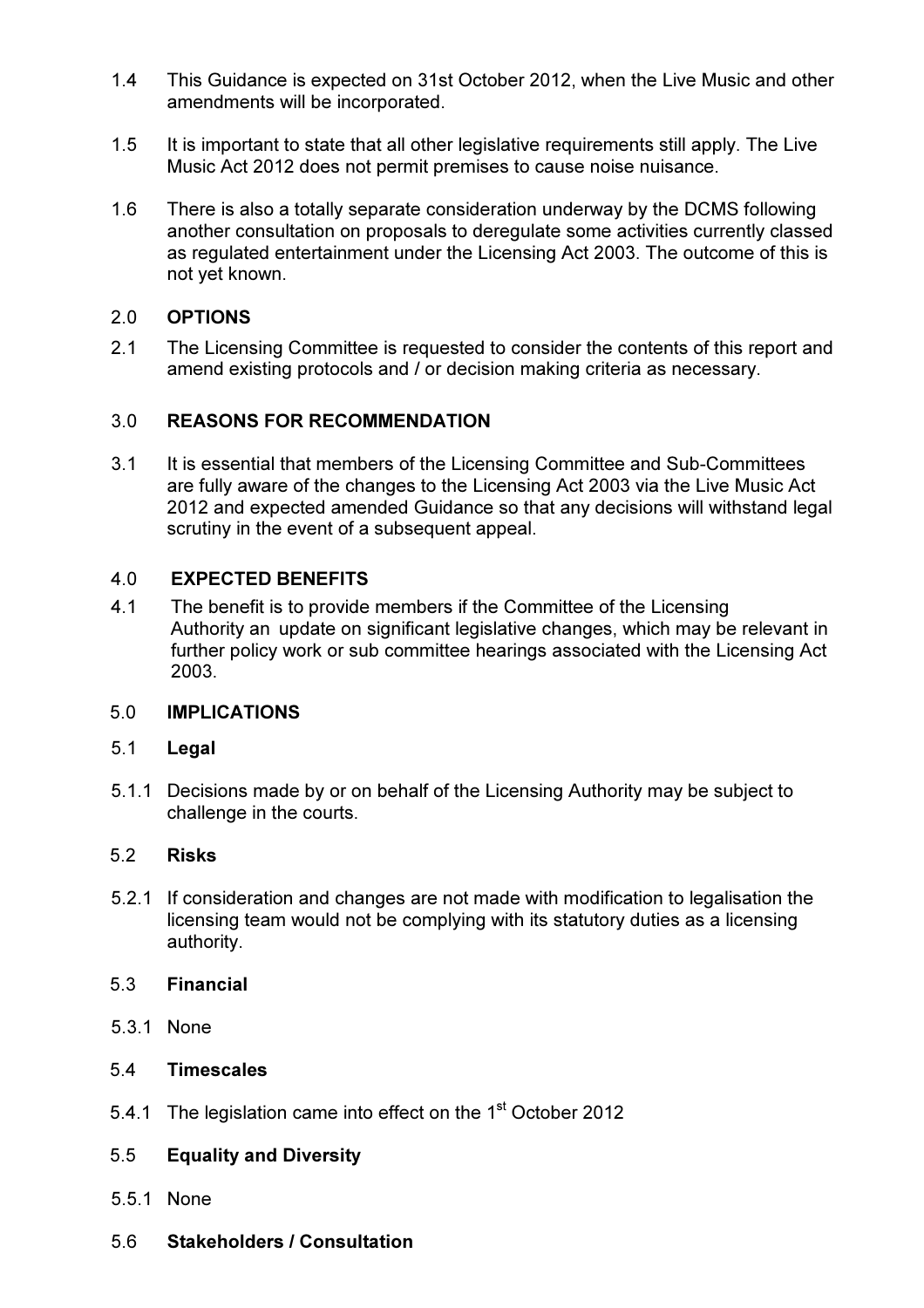1.4 This Guidance is expected on 31st October 2012, when the Live Music and other amendments will be incorporated.

1.5 It is important to state that all other legislative requirements still apply. The Live Music Act 2012 does not permit premises to cause noise nuisance.

1.6 There is also a totally separate consideration underway by the DCMS following another consultation on proposals to deregulate some activities currently classed as regulated entertainment under the Licensing Act 2003. The outcome of this is not yet known.

## 2.0 OPTIONS

2.1 The Licensing Committee is requested to consider the contents of this report and amend existing protocols and / or decision making criteria as necessary.

## 3.0 REASONS FOR RECOMMENDATION

3.1 It is essential that members of the Licensing Committee and Sub-Committees are fully aware of the changes to the Licensing Act 2003 via the Live Music Act 2012 and expected amended Guidance so that any decisions will withstand legal scrutiny in the event of a subsequent appeal.

## 4.0 EXPECTED BENEFITS

4.1 The benefit is to provide members if the Committee of the Licensing Authority an update on significant legislative changes, which may be relevant in further policy work or sub committee hearings associated with the Licensing Act 2003.

## 5.0 IMPLICATIONS

### 5.1 Legal

5.1.1 Decisions made by or on behalf of the Licensing Authority may be subject to challenge in the courts.

### 5.2 Risks

5.2.1 If consideration and changes are not made with modification to legalisation the licensing team would not be complying with its statutory duties as a licensing authority.

### 5.3 Financial

5.3.1 None

### 5.4 Timescales

5.4.1 The legislation came into effect on the 1st October 2012

### 5.5 Equality and Diversity

5.5.1 None

### 5.6 Stakeholders / Consultation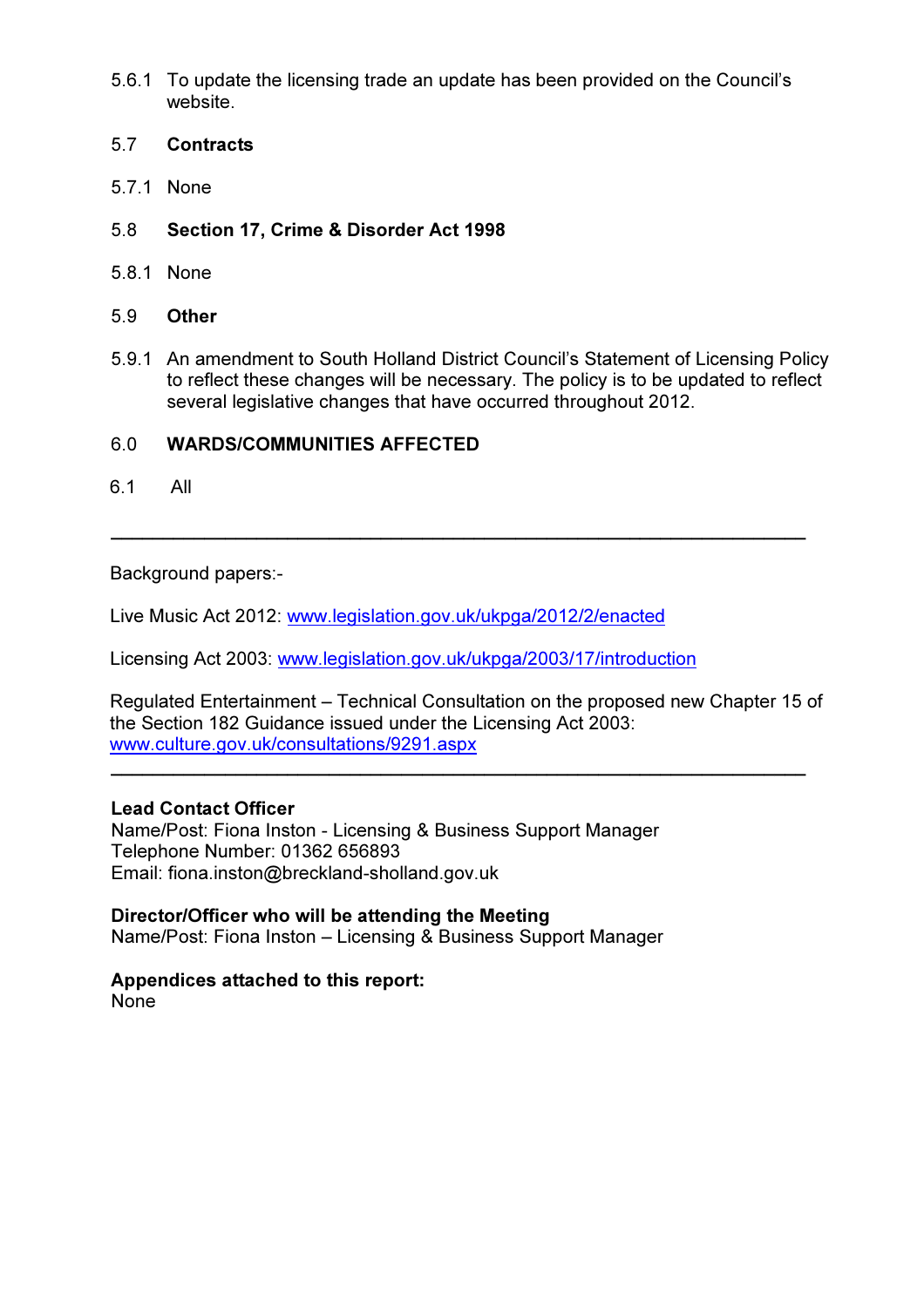5.6.1 To update the licensing trade an update has been provided on the Council's website.

5.7 **Contracts**

5.7.1 None

5.8 **Section 17, Crime & Disorder Act 1998**

5.8.1 None

5.9 **Other**

5.9.1 An amendment to South Holland District Council's Statement of Licensing Policy to reflect these changes will be necessary. The policy is to be updated to reflect several legislative changes that have occurred throughout 2012.

6.0 **WARDS/COMMUNITIES AFFECTED**

6.1 All

---

Background papers:-

Live Music Act 2012: www.legislation.gov.uk/ukpga/2012/2/enacted

Licensing Act 2003: www.legislation.gov.uk/ukpga/2003/17/introduction

Regulated Entertainment – Technical Consultation on the proposed new Chapter 15 of the Section 182 Guidance issued under the Licensing Act 2003: www.culture.gov.uk/consultations/9291.aspx

---

**Lead Contact Officer**
Name/Post: Fiona Inston - Licensing & Business Support Manager
Telephone Number: 01362 656893
Email: fiona.inston@breckland-sholland.gov.uk

**Director/Officer who will be attending the Meeting**
Name/Post: Fiona Inston – Licensing & Business Support Manager

**Appendices attached to this report:**
None